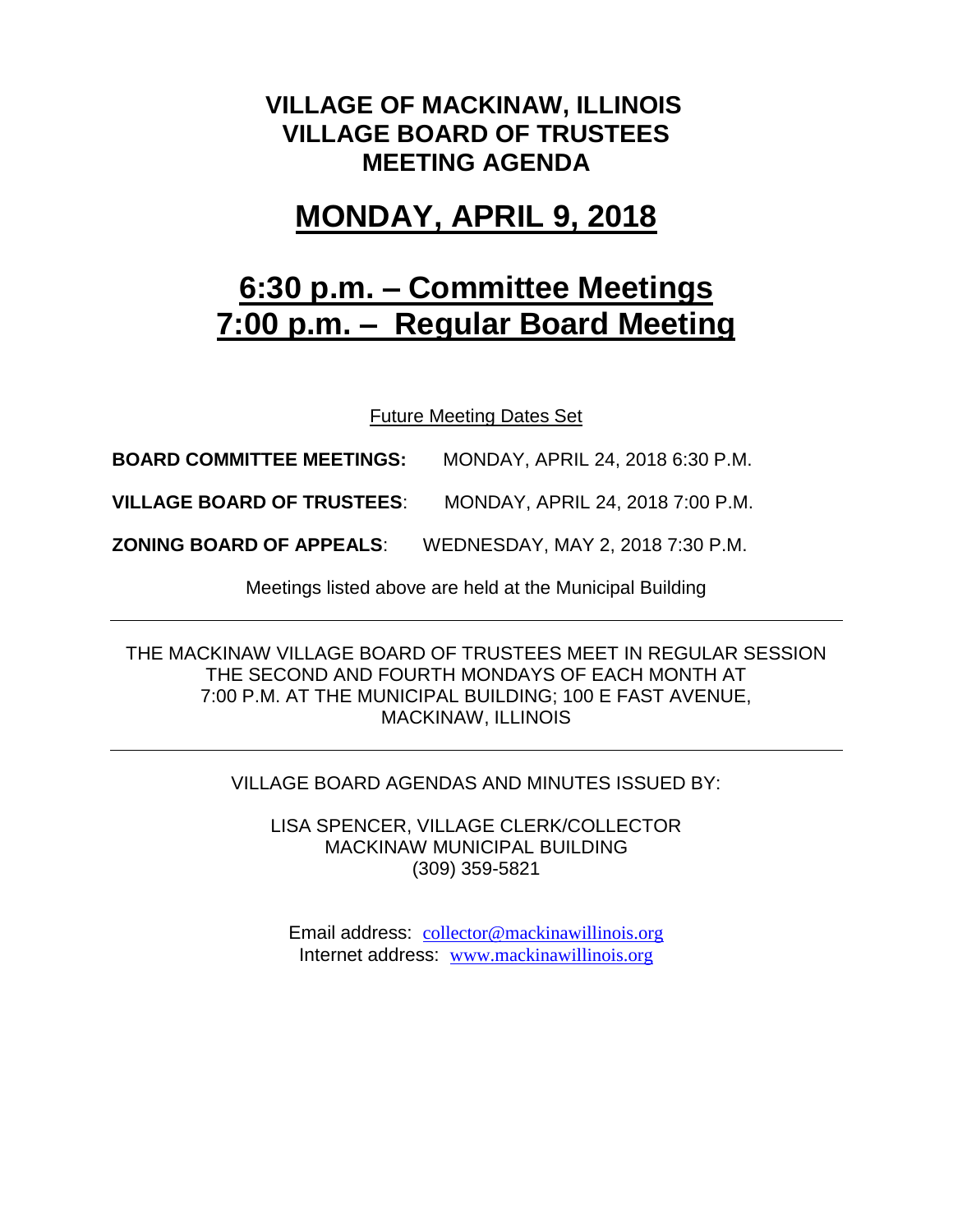# VILLAGE OF MACKINAW, ILLINOIS
# VILLAGE BOARD OF TRUSTEES
# MEETING AGENDA

## MONDAY, APRIL 9, 2018

## 6:30 p.m. – Committee Meetings
## 7:00 p.m. – Regular Board Meeting

Future Meeting Dates Set

**BOARD COMMITTEE MEETINGS:** MONDAY, APRIL 24, 2018 6:30 P.M.

**VILLAGE BOARD OF TRUSTEES**: MONDAY, APRIL 24, 2018 7:00 P.M.

**ZONING BOARD OF APPEALS**: WEDNESDAY, MAY 2, 2018 7:30 P.M.

Meetings listed above are held at the Municipal Building

---

THE MACKINAW VILLAGE BOARD OF TRUSTEES MEET IN REGULAR SESSION THE SECOND AND FOURTH MONDAYS OF EACH MONTH AT 7:00 P.M. AT THE MUNICIPAL BUILDING; 100 E FAST AVENUE, MACKINAW, ILLINOIS

---

VILLAGE BOARD AGENDAS AND MINUTES ISSUED BY:

LISA SPENCER, VILLAGE CLERK/COLLECTOR
MACKINAW MUNICIPAL BUILDING
(309) 359-5821

Email address: collector@mackinawillinois.org
Internet address: www.mackinawillinois.org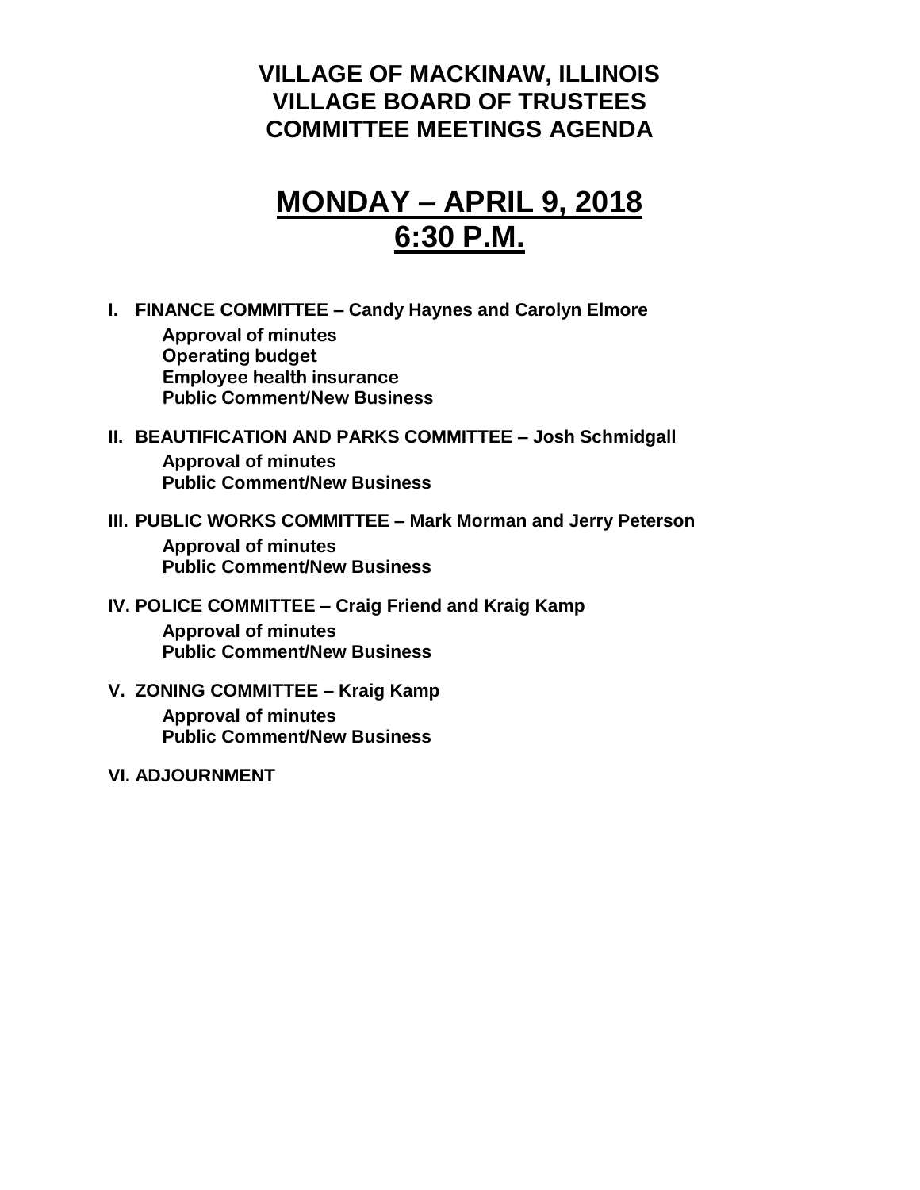# VILLAGE OF MACKINAW, ILLINOIS
# VILLAGE BOARD OF TRUSTEES
# COMMITTEE MEETINGS AGENDA

## MONDAY – APRIL 9, 2018
## 6:30 P.M.

**I. FINANCE COMMITTEE – Candy Haynes and Carolyn Elmore**

- **Approval of minutes**
- **Operating budget**
- **Employee health insurance**
- **Public Comment/New Business**

**II. BEAUTIFICATION AND PARKS COMMITTEE – Josh Schmidgall**

- **Approval of minutes**
- **Public Comment/New Business**

**III. PUBLIC WORKS COMMITTEE – Mark Morman and Jerry Peterson**

- **Approval of minutes**
- **Public Comment/New Business**

**IV. POLICE COMMITTEE – Craig Friend and Kraig Kamp**

- **Approval of minutes**
- **Public Comment/New Business**

**V. ZONING COMMITTEE – Kraig Kamp**

- **Approval of minutes**
- **Public Comment/New Business**

**VI. ADJOURNMENT**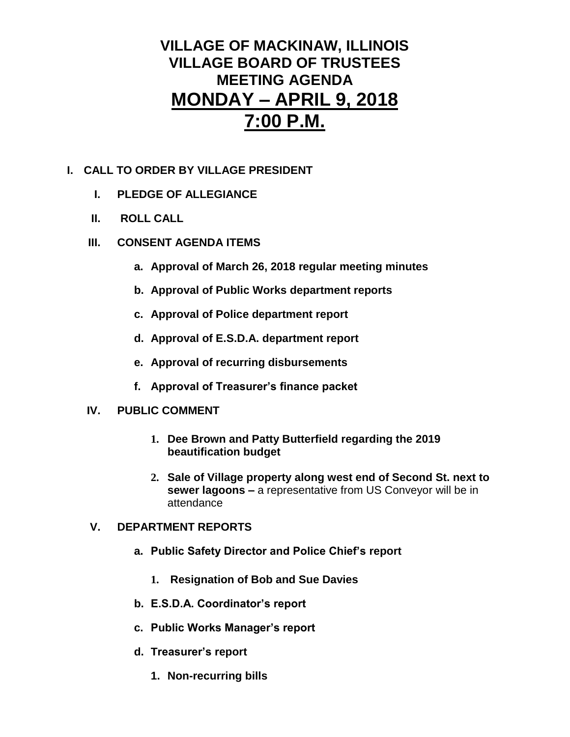# VILLAGE OF MACKINAW, ILLINOIS
# VILLAGE BOARD OF TRUSTEES
# MEETING AGENDA
# MONDAY – APRIL 9, 2018
# 7:00 P.M.

**I. CALL TO ORDER BY VILLAGE PRESIDENT**

- **I. PLEDGE OF ALLEGIANCE**
- **II. ROLL CALL**
- **III. CONSENT AGENDA ITEMS**
  - **a. Approval of March 26, 2018 regular meeting minutes**
  - **b. Approval of Public Works department reports**
  - **c. Approval of Police department report**
  - **d. Approval of E.S.D.A. department report**
  - **e. Approval of recurring disbursements**
  - **f. Approval of Treasurer's finance packet**
- **IV. PUBLIC COMMENT**
  1. **Dee Brown and Patty Butterfield regarding the 2019 beautification budget**
  2. **Sale of Village property along west end of Second St. next to sewer lagoons –** a representative from US Conveyor will be in attendance
- **V. DEPARTMENT REPORTS**
  - **a. Public Safety Director and Police Chief's report**
    1. **Resignation of Bob and Sue Davies**
  - **b. E.S.D.A. Coordinator's report**
  - **c. Public Works Manager's report**
  - **d. Treasurer's report**
    1. **Non-recurring bills**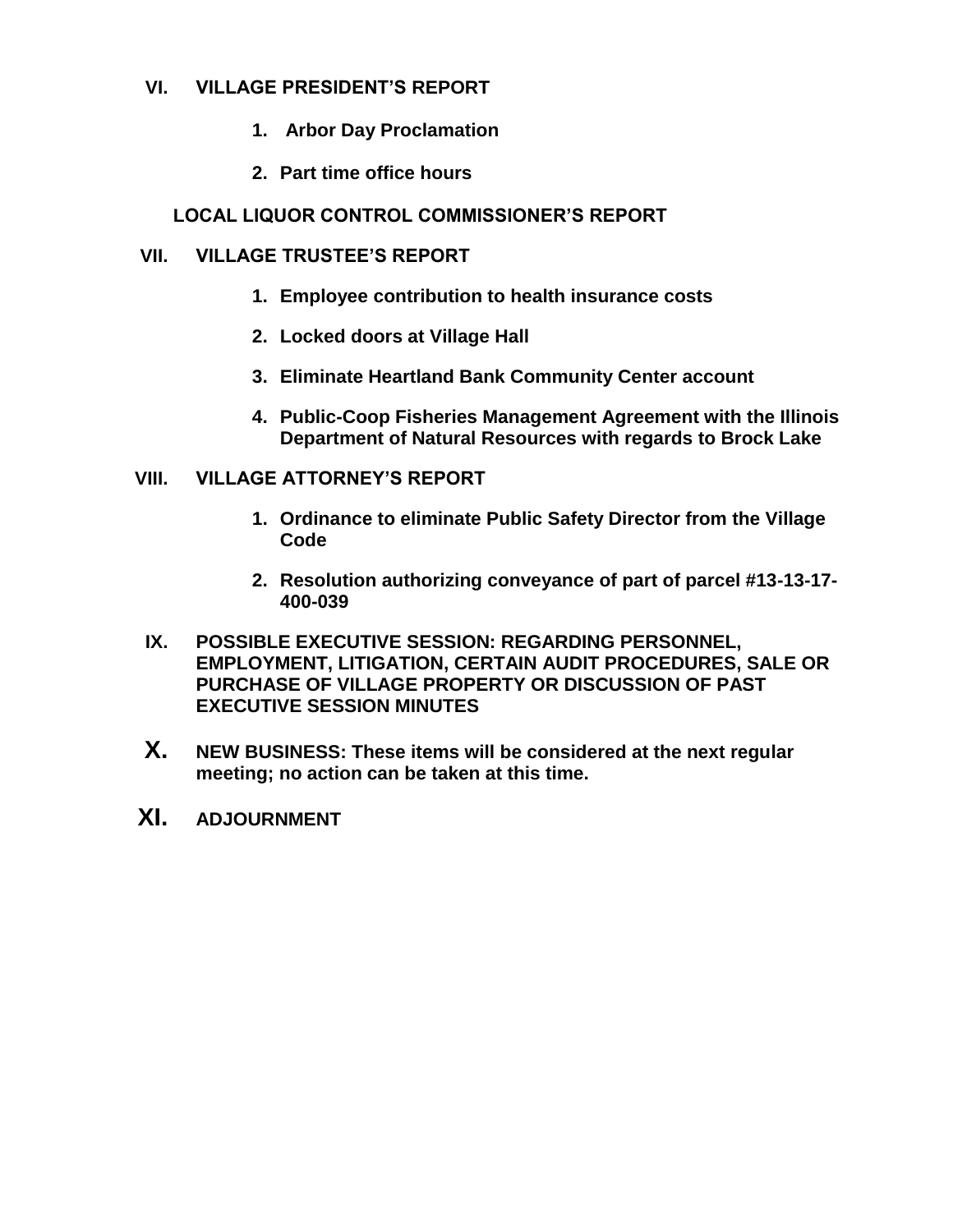**VI. VILLAGE PRESIDENT'S REPORT**

1. **Arbor Day Proclamation**
2. **Part time office hours**

**LOCAL LIQUOR CONTROL COMMISSIONER'S REPORT**

**VII. VILLAGE TRUSTEE'S REPORT**

1. **Employee contribution to health insurance costs**
2. **Locked doors at Village Hall**
3. **Eliminate Heartland Bank Community Center account**
4. **Public-Coop Fisheries Management Agreement with the Illinois Department of Natural Resources with regards to Brock Lake**

**VIII. VILLAGE ATTORNEY'S REPORT**

1. **Ordinance to eliminate Public Safety Director from the Village Code**
2. **Resolution authorizing conveyance of part of parcel #13-13-17-400-039**

**IX. POSSIBLE EXECUTIVE SESSION: REGARDING PERSONNEL, EMPLOYMENT, LITIGATION, CERTAIN AUDIT PROCEDURES, SALE OR PURCHASE OF VILLAGE PROPERTY OR DISCUSSION OF PAST EXECUTIVE SESSION MINUTES**

**X. NEW BUSINESS: These items will be considered at the next regular meeting; no action can be taken at this time.**

**XI. ADJOURNMENT**